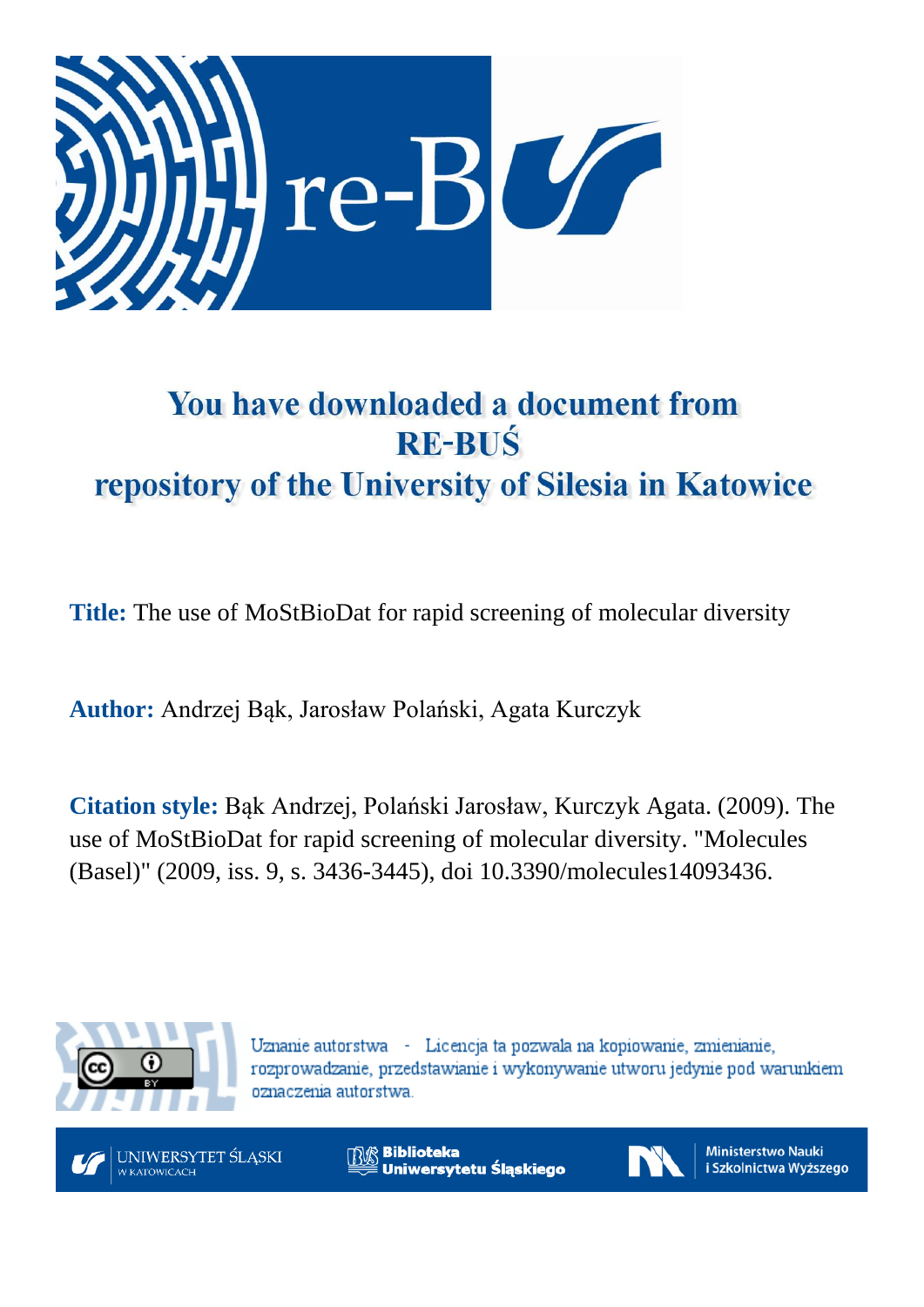# You have downloaded a document from RE-BUŚ repository of the University of Silesia in Katowice

**Title:** The use of MoStBioDat for rapid screening of molecular diversity

**Author:** Andrzej Bąk, Jarosław Polański, Agata Kurczyk

**Citation style:** Bąk Andrzej, Polański Jarosław, Kurczyk Agata. (2009). The use of MoStBioDat for rapid screening of molecular diversity. "Molecules (Basel)" (2009, iss. 9, s. 3436-3445), doi 10.3390/molecules14093436.

Uznanie autorstwa - Licencja ta pozwala na kopiowanie, zmienianie, rozprowadzanie, przedstawianie i wykonywanie utworu jedynie pod warunkiem oznaczenia autorstwa.

UNIWERSYTET ŚLĄSKI W KATOWICACH

Biblioteka Uniwersytetu Śląskiego

Ministerstwo Nauki i Szkolnictwa Wyższego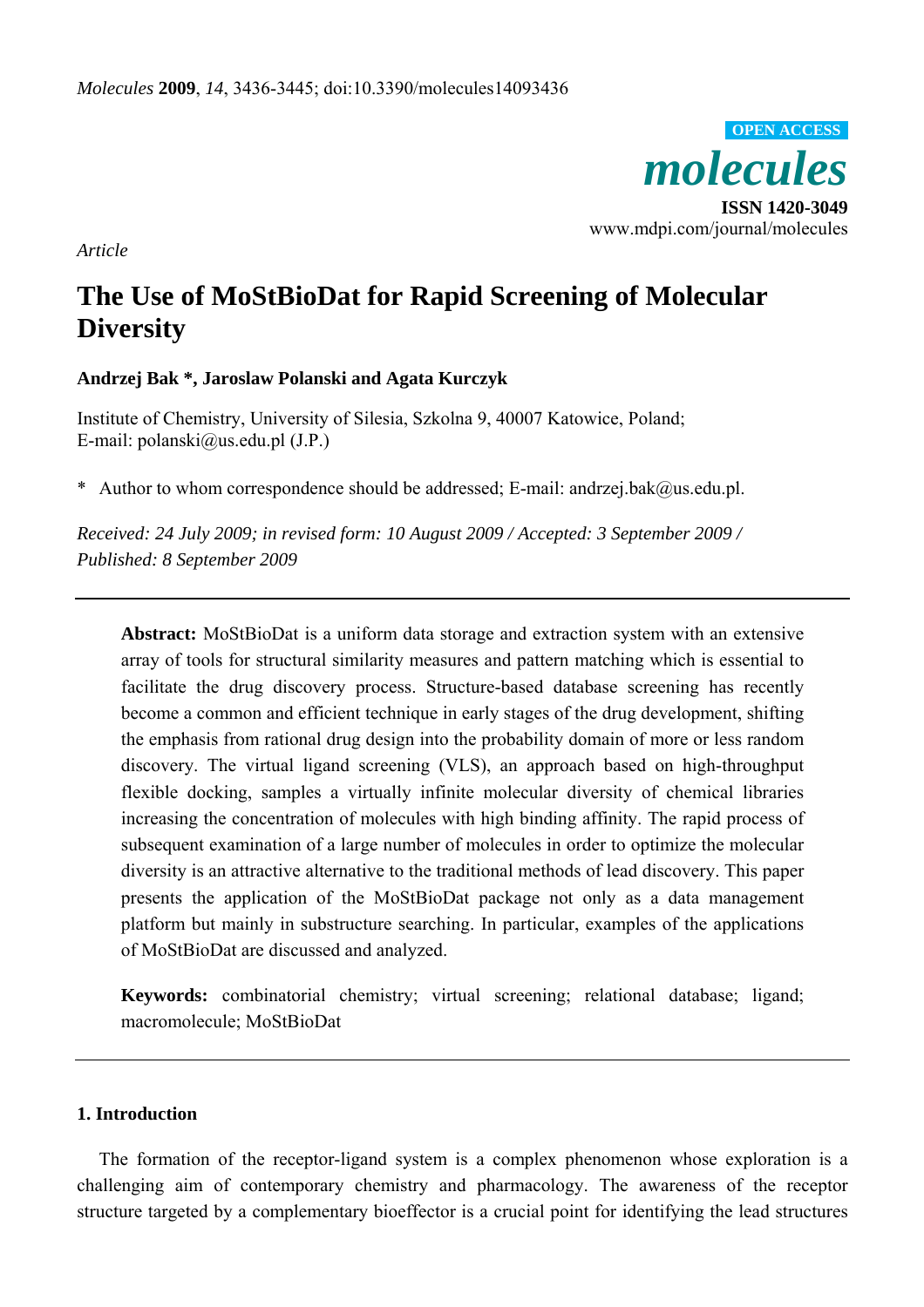*Molecules* **2009**, *14*, 3436-3445; doi:10.3390/molecules14093436

**OPEN ACCESS**

# *molecules*

**ISSN 1420-3049**
www.mdpi.com/journal/molecules

*Article*

# The Use of MoStBioDat for Rapid Screening of Molecular Diversity

**Andrzej Bak \*, Jaroslaw Polanski and Agata Kurczyk**

Institute of Chemistry, University of Silesia, Szkolna 9, 40007 Katowice, Poland;
E-mail: polanski@us.edu.pl (J.P.)

\* Author to whom correspondence should be addressed; E-mail: andrzej.bak@us.edu.pl.

*Received: 24 July 2009; in revised form: 10 August 2009 / Accepted: 3 September 2009 / Published: 8 September 2009*

---

**Abstract:** MoStBioDat is a uniform data storage and extraction system with an extensive array of tools for structural similarity measures and pattern matching which is essential to facilitate the drug discovery process. Structure-based database screening has recently become a common and efficient technique in early stages of the drug development, shifting the emphasis from rational drug design into the probability domain of more or less random discovery. The virtual ligand screening (VLS), an approach based on high-throughput flexible docking, samples a virtually infinite molecular diversity of chemical libraries increasing the concentration of molecules with high binding affinity. The rapid process of subsequent examination of a large number of molecules in order to optimize the molecular diversity is an attractive alternative to the traditional methods of lead discovery. This paper presents the application of the MoStBioDat package not only as a data management platform but mainly in substructure searching. In particular, examples of the applications of MoStBioDat are discussed and analyzed.

**Keywords:** combinatorial chemistry; virtual screening; relational database; ligand; macromolecule; MoStBioDat

---

## 1. Introduction

The formation of the receptor-ligand system is a complex phenomenon whose exploration is a challenging aim of contemporary chemistry and pharmacology. The awareness of the receptor structure targeted by a complementary bioeffector is a crucial point for identifying the lead structures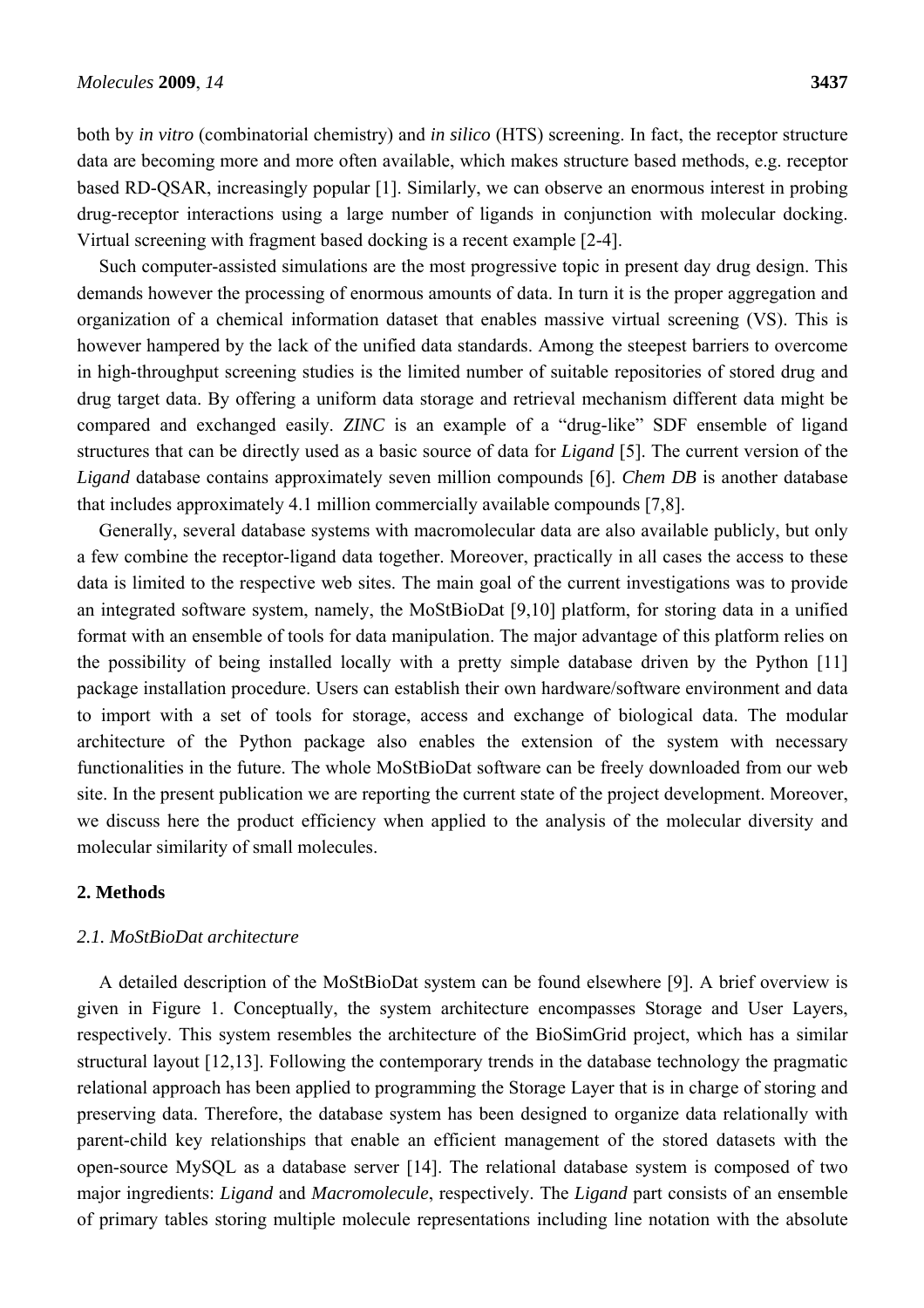both by *in vitro* (combinatorial chemistry) and *in silico* (HTS) screening. In fact, the receptor structure data are becoming more and more often available, which makes structure based methods, e.g. receptor based RD-QSAR, increasingly popular [1]. Similarly, we can observe an enormous interest in probing drug-receptor interactions using a large number of ligands in conjunction with molecular docking. Virtual screening with fragment based docking is a recent example [2-4].

Such computer-assisted simulations are the most progressive topic in present day drug design. This demands however the processing of enormous amounts of data. In turn it is the proper aggregation and organization of a chemical information dataset that enables massive virtual screening (VS). This is however hampered by the lack of the unified data standards. Among the steepest barriers to overcome in high-throughput screening studies is the limited number of suitable repositories of stored drug and drug target data. By offering a uniform data storage and retrieval mechanism different data might be compared and exchanged easily. *ZINC* is an example of a "drug-like" SDF ensemble of ligand structures that can be directly used as a basic source of data for *Ligand* [5]. The current version of the *Ligand* database contains approximately seven million compounds [6]. *Chem DB* is another database that includes approximately 4.1 million commercially available compounds [7,8].

Generally, several database systems with macromolecular data are also available publicly, but only a few combine the receptor-ligand data together. Moreover, practically in all cases the access to these data is limited to the respective web sites. The main goal of the current investigations was to provide an integrated software system, namely, the MoStBioDat [9,10] platform, for storing data in a unified format with an ensemble of tools for data manipulation. The major advantage of this platform relies on the possibility of being installed locally with a pretty simple database driven by the Python [11] package installation procedure. Users can establish their own hardware/software environment and data to import with a set of tools for storage, access and exchange of biological data. The modular architecture of the Python package also enables the extension of the system with necessary functionalities in the future. The whole MoStBioDat software can be freely downloaded from our web site. In the present publication we are reporting the current state of the project development. Moreover, we discuss here the product efficiency when applied to the analysis of the molecular diversity and molecular similarity of small molecules.

## 2. Methods

### *2.1. MoStBioDat architecture*

A detailed description of the MoStBioDat system can be found elsewhere [9]. A brief overview is given in Figure 1. Conceptually, the system architecture encompasses Storage and User Layers, respectively. This system resembles the architecture of the BioSimGrid project, which has a similar structural layout [12,13]. Following the contemporary trends in the database technology the pragmatic relational approach has been applied to programming the Storage Layer that is in charge of storing and preserving data. Therefore, the database system has been designed to organize data relationally with parent-child key relationships that enable an efficient management of the stored datasets with the open-source MySQL as a database server [14]. The relational database system is composed of two major ingredients: *Ligand* and *Macromolecule*, respectively. The *Ligand* part consists of an ensemble of primary tables storing multiple molecule representations including line notation with the absolute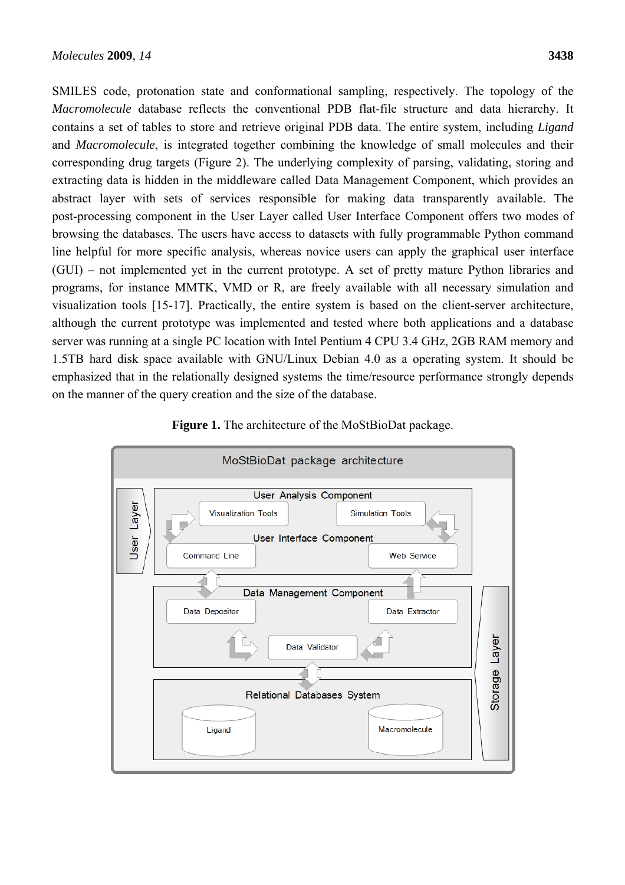SMILES code, protonation state and conformational sampling, respectively. The topology of the *Macromolecule* database reflects the conventional PDB flat-file structure and data hierarchy. It contains a set of tables to store and retrieve original PDB data. The entire system, including *Ligand* and *Macromolecule*, is integrated together combining the knowledge of small molecules and their corresponding drug targets (Figure 2). The underlying complexity of parsing, validating, storing and extracting data is hidden in the middleware called Data Management Component, which provides an abstract layer with sets of services responsible for making data transparently available. The post-processing component in the User Layer called User Interface Component offers two modes of browsing the databases. The users have access to datasets with fully programmable Python command line helpful for more specific analysis, whereas novice users can apply the graphical user interface (GUI) – not implemented yet in the current prototype. A set of pretty mature Python libraries and programs, for instance MMTK, VMD or R, are freely available with all necessary simulation and visualization tools [15-17]. Practically, the entire system is based on the client-server architecture, although the current prototype was implemented and tested where both applications and a database server was running at a single PC location with Intel Pentium 4 CPU 3.4 GHz, 2GB RAM memory and 1.5TB hard disk space available with GNU/Linux Debian 4.0 as a operating system. It should be emphasized that in the relationally designed systems the time/resource performance strongly depends on the manner of the query creation and the size of the database.

**Figure 1.** The architecture of the MoStBioDat package.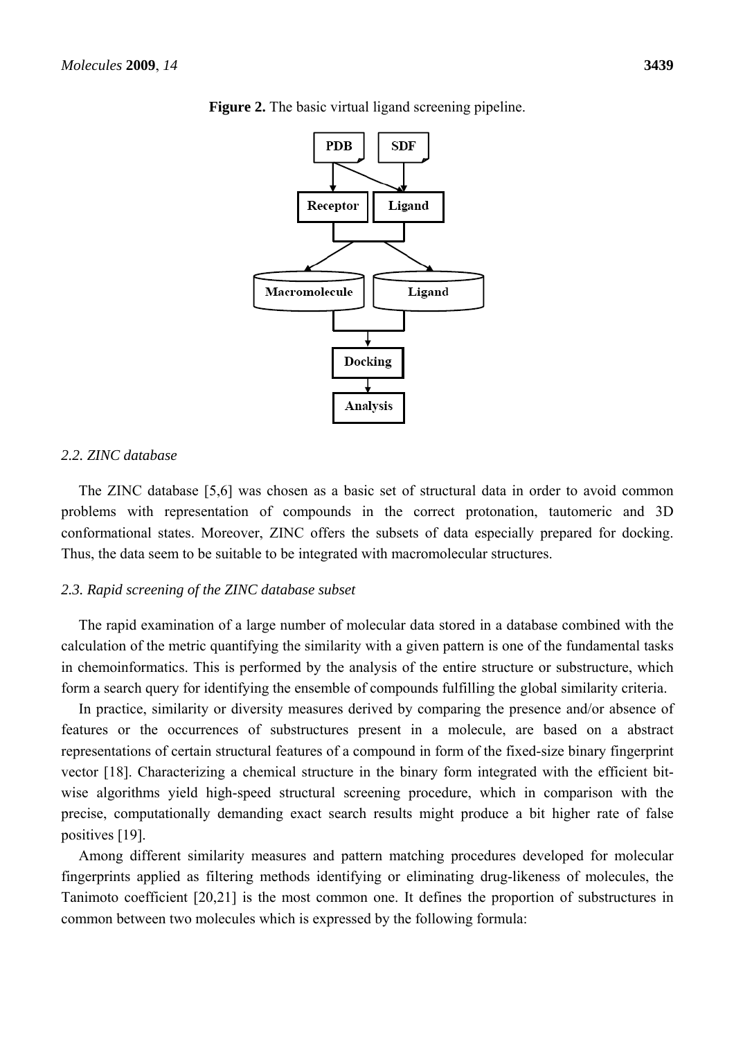**Figure 2.** The basic virtual ligand screening pipeline.

### 2.2. ZINC database

The ZINC database [5,6] was chosen as a basic set of structural data in order to avoid common problems with representation of compounds in the correct protonation, tautomeric and 3D conformational states. Moreover, ZINC offers the subsets of data especially prepared for docking. Thus, the data seem to be suitable to be integrated with macromolecular structures.

### 2.3. Rapid screening of the ZINC database subset

The rapid examination of a large number of molecular data stored in a database combined with the calculation of the metric quantifying the similarity with a given pattern is one of the fundamental tasks in chemoinformatics. This is performed by the analysis of the entire structure or substructure, which form a search query for identifying the ensemble of compounds fulfilling the global similarity criteria.

In practice, similarity or diversity measures derived by comparing the presence and/or absence of features or the occurrences of substructures present in a molecule, are based on a abstract representations of certain structural features of a compound in form of the fixed-size binary fingerprint vector [18]. Characterizing a chemical structure in the binary form integrated with the efficient bit-wise algorithms yield high-speed structural screening procedure, which in comparison with the precise, computationally demanding exact search results might produce a bit higher rate of false positives [19].

Among different similarity measures and pattern matching procedures developed for molecular fingerprints applied as filtering methods identifying or eliminating drug-likeness of molecules, the Tanimoto coefficient [20,21] is the most common one. It defines the proportion of substructures in common between two molecules which is expressed by the following formula: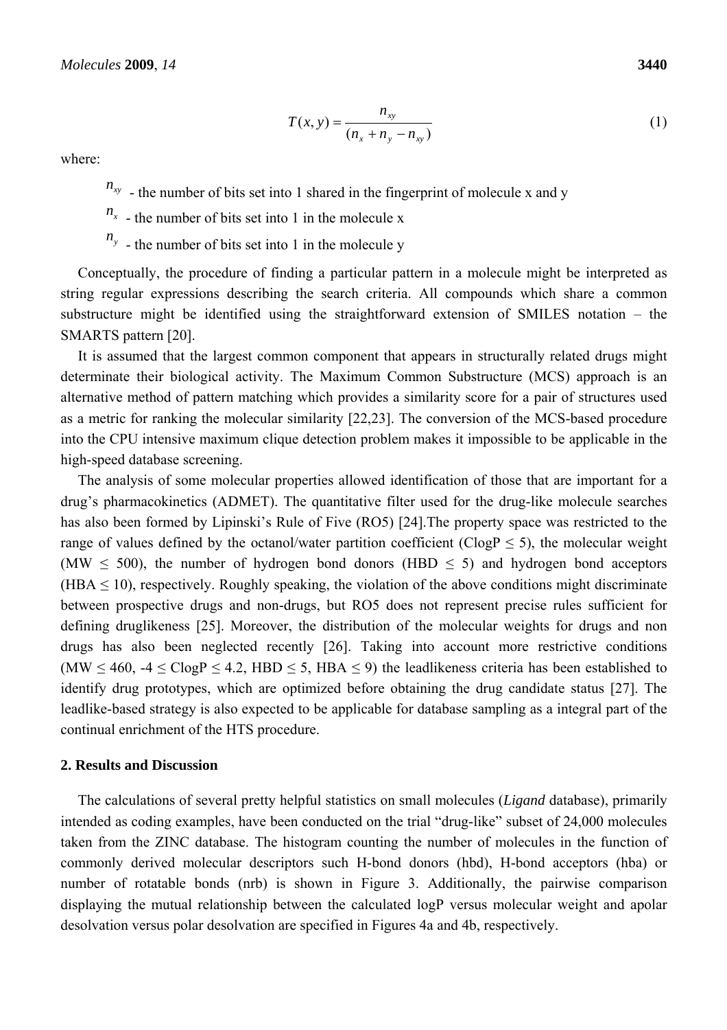$$T(x,y) = \frac{n_{xy}}{(n_x + n_y - n_{xy})} \tag{1}$$

where:

$n_{xy}$ - the number of bits set into 1 shared in the fingerprint of molecule x and y

$n_x$ - the number of bits set into 1 in the molecule x

$n_y$ - the number of bits set into 1 in the molecule y

Conceptually, the procedure of finding a particular pattern in a molecule might be interpreted as string regular expressions describing the search criteria. All compounds which share a common substructure might be identified using the straightforward extension of SMILES notation – the SMARTS pattern [20].

It is assumed that the largest common component that appears in structurally related drugs might determinate their biological activity. The Maximum Common Substructure (MCS) approach is an alternative method of pattern matching which provides a similarity score for a pair of structures used as a metric for ranking the molecular similarity [22,23]. The conversion of the MCS-based procedure into the CPU intensive maximum clique detection problem makes it impossible to be applicable in the high-speed database screening.

The analysis of some molecular properties allowed identification of those that are important for a drug's pharmacokinetics (ADMET). The quantitative filter used for the drug-like molecule searches has also been formed by Lipinski's Rule of Five (RO5) [24].The property space was restricted to the range of values defined by the octanol/water partition coefficient (ClogP $\leq$ 5), the molecular weight (MW $\leq$ 500), the number of hydrogen bond donors (HBD $\leq$ 5) and hydrogen bond acceptors (HBA $\leq$ 10), respectively. Roughly speaking, the violation of the above conditions might discriminate between prospective drugs and non-drugs, but RO5 does not represent precise rules sufficient for defining druglikeness [25]. Moreover, the distribution of the molecular weights for drugs and non drugs has also been neglected recently [26]. Taking into account more restrictive conditions (MW $\leq$ 460, -4 $\leq$ ClogP $\leq$ 4.2, HBD $\leq$ 5, HBA $\leq$ 9) the leadlikeness criteria has been established to identify drug prototypes, which are optimized before obtaining the drug candidate status [27]. The leadlike-based strategy is also expected to be applicable for database sampling as a integral part of the continual enrichment of the HTS procedure.

## 2. Results and Discussion

The calculations of several pretty helpful statistics on small molecules (*Ligand* database), primarily intended as coding examples, have been conducted on the trial "drug-like" subset of 24,000 molecules taken from the ZINC database. The histogram counting the number of molecules in the function of commonly derived molecular descriptors such H-bond donors (hbd), H-bond acceptors (hba) or number of rotatable bonds (nrb) is shown in Figure 3. Additionally, the pairwise comparison displaying the mutual relationship between the calculated logP versus molecular weight and apolar desolvation versus polar desolvation are specified in Figures 4a and 4b, respectively.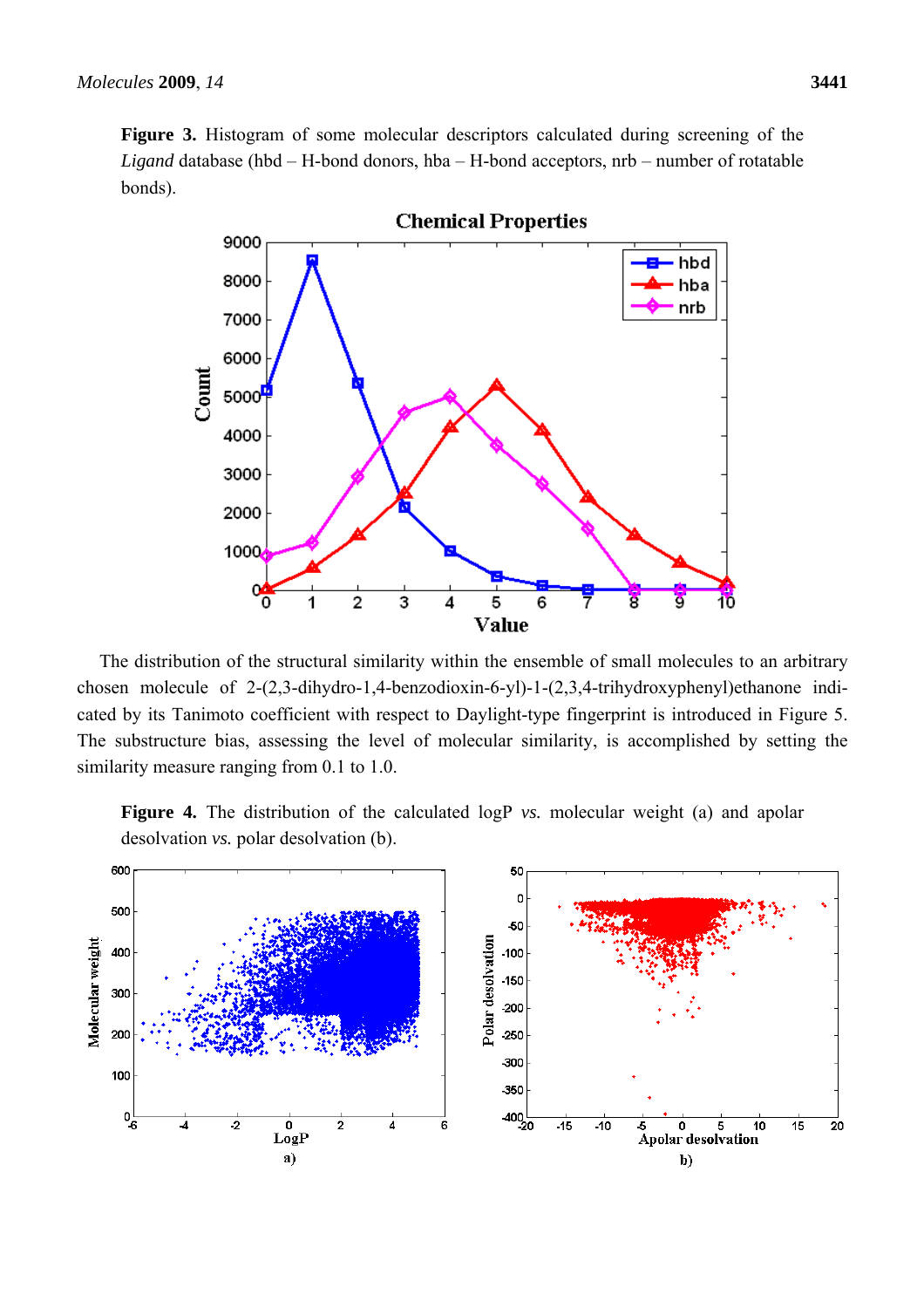**Figure 3.** Histogram of some molecular descriptors calculated during screening of the *Ligand* database (hbd – H-bond donors, hba – H-bond acceptors, nrb – number of rotatable bonds).

The distribution of the structural similarity within the ensemble of small molecules to an arbitrary chosen molecule of 2-(2,3-dihydro-1,4-benzodioxin-6-yl)-1-(2,3,4-trihydroxyphenyl)ethanone indicated by its Tanimoto coefficient with respect to Daylight-type fingerprint is introduced in Figure 5. The substructure bias, assessing the level of molecular similarity, is accomplished by setting the similarity measure ranging from 0.1 to 1.0.

**Figure 4.** The distribution of the calculated logP *vs.* molecular weight (a) and apolar desolvation *vs.* polar desolvation (b).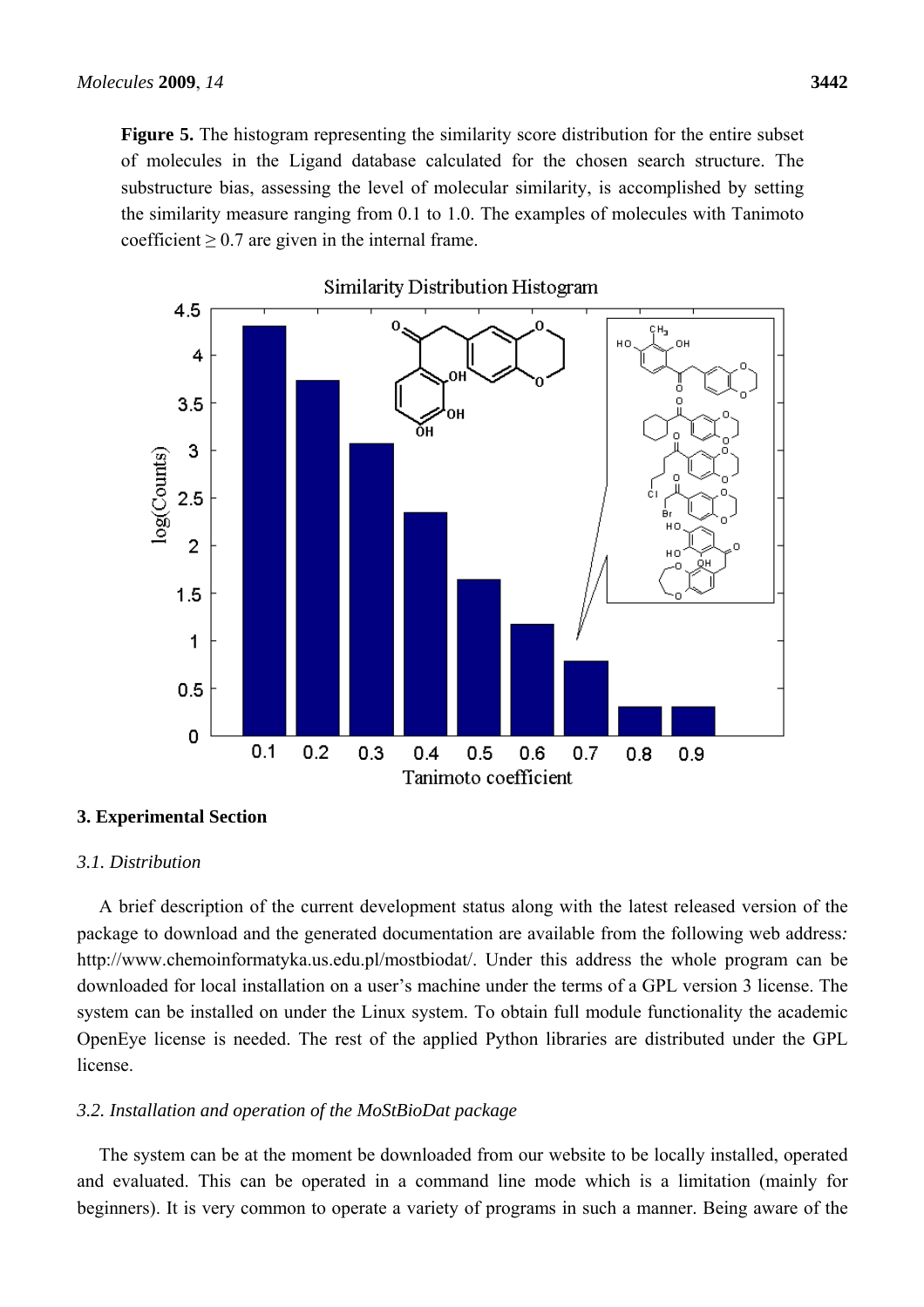**Figure 5.** The histogram representing the similarity score distribution for the entire subset of molecules in the Ligand database calculated for the chosen search structure. The substructure bias, assessing the level of molecular similarity, is accomplished by setting the similarity measure ranging from 0.1 to 1.0. The examples of molecules with Tanimoto coefficient ≥ 0.7 are given in the internal frame.

## 3. Experimental Section

### *3.1. Distribution*

A brief description of the current development status along with the latest released version of the package to download and the generated documentation are available from the following web address*:* http://www.chemoinformatyka.us.edu.pl/mostbiodat/. Under this address the whole program can be downloaded for local installation on a user's machine under the terms of a GPL version 3 license. The system can be installed on under the Linux system. To obtain full module functionality the academic OpenEye license is needed. The rest of the applied Python libraries are distributed under the GPL license.

### *3.2. Installation and operation of the MoStBioDat package*

The system can be at the moment be downloaded from our website to be locally installed, operated and evaluated. This can be operated in a command line mode which is a limitation (mainly for beginners). It is very common to operate a variety of programs in such a manner. Being aware of the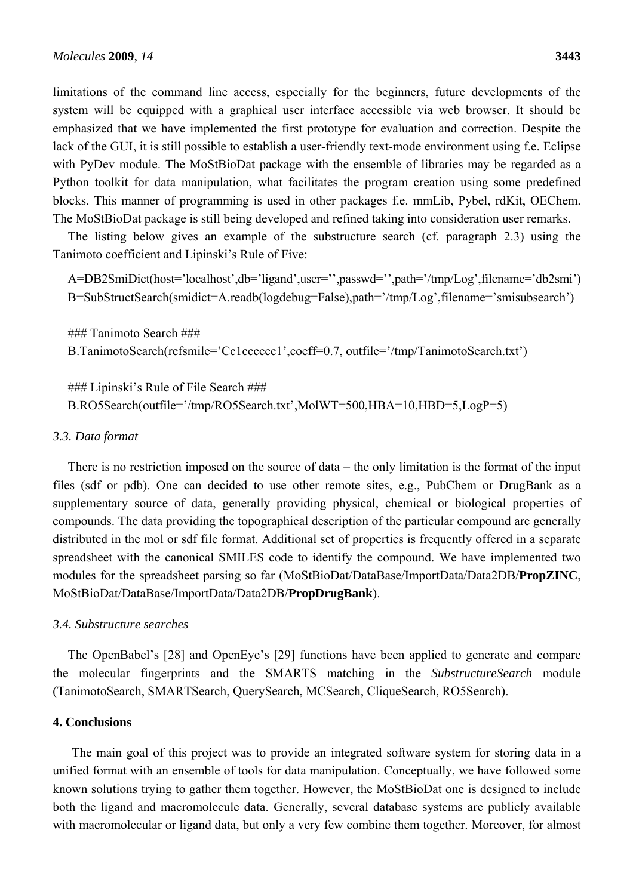limitations of the command line access, especially for the beginners, future developments of the system will be equipped with a graphical user interface accessible via web browser. It should be emphasized that we have implemented the first prototype for evaluation and correction. Despite the lack of the GUI, it is still possible to establish a user-friendly text-mode environment using f.e. Eclipse with PyDev module. The MoStBioDat package with the ensemble of libraries may be regarded as a Python toolkit for data manipulation, what facilitates the program creation using some predefined blocks. This manner of programming is used in other packages f.e. mmLib, Pybel, rdKit, OEChem. The MoStBioDat package is still being developed and refined taking into consideration user remarks.

The listing below gives an example of the substructure search (cf. paragraph 2.3) using the Tanimoto coefficient and Lipinski's Rule of Five:

```
A=DB2SmiDict(host='localhost',db='ligand',user='',passwd='',path='/tmp/Log',filename='db2smi')
B=SubStructSearch(smidict=A.readb(logdebug=False),path='/tmp/Log',filename='smisubsearch')

### Tanimoto Search ###
B.TanimotoSearch(refsmile='Cc1cccccc1',coeff=0.7, outfile='/tmp/TanimotoSearch.txt')

### Lipinski's Rule of File Search ###
B.RO5Search(outfile='/tmp/RO5Search.txt',MolWT=500,HBA=10,HBD=5,LogP=5)
```

### *3.3. Data format*

There is no restriction imposed on the source of data – the only limitation is the format of the input files (sdf or pdb). One can decided to use other remote sites, e.g., PubChem or DrugBank as a supplementary source of data, generally providing physical, chemical or biological properties of compounds. The data providing the topographical description of the particular compound are generally distributed in the mol or sdf file format. Additional set of properties is frequently offered in a separate spreadsheet with the canonical SMILES code to identify the compound. We have implemented two modules for the spreadsheet parsing so far (MoStBioDat/DataBase/ImportData/Data2DB/**PropZINC**, MoStBioDat/DataBase/ImportData/Data2DB/**PropDrugBank**).

### *3.4. Substructure searches*

The OpenBabel's [28] and OpenEye's [29] functions have been applied to generate and compare the molecular fingerprints and the SMARTS matching in the *SubstructureSearch* module (TanimotoSearch, SMARTSearch, QuerySearch, MCSearch, CliqueSearch, RO5Search).

## **4. Conclusions**

The main goal of this project was to provide an integrated software system for storing data in a unified format with an ensemble of tools for data manipulation. Conceptually, we have followed some known solutions trying to gather them together. However, the MoStBioDat one is designed to include both the ligand and macromolecule data. Generally, several database systems are publicly available with macromolecular or ligand data, but only a very few combine them together. Moreover, for almost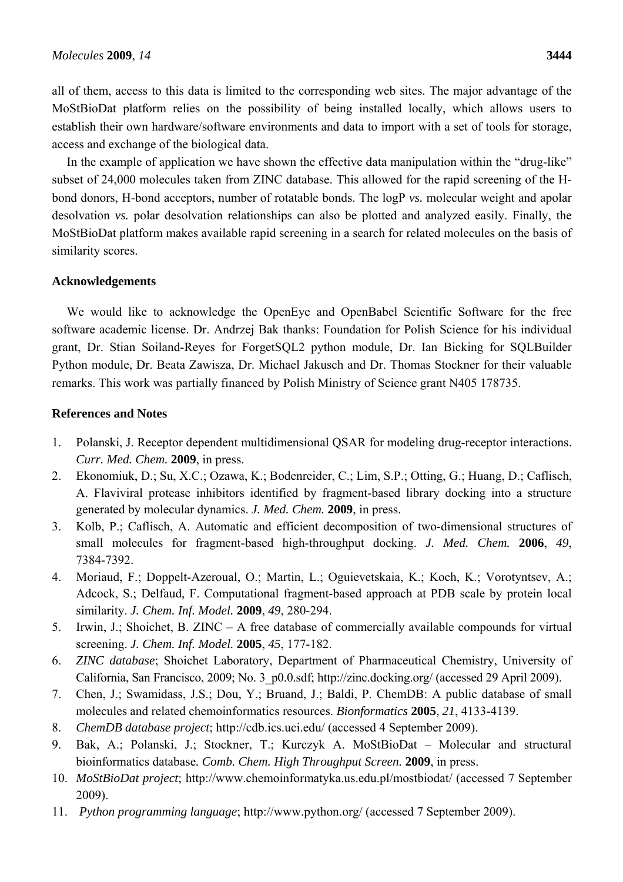all of them, access to this data is limited to the corresponding web sites. The major advantage of the MoStBioDat platform relies on the possibility of being installed locally, which allows users to establish their own hardware/software environments and data to import with a set of tools for storage, access and exchange of the biological data.

In the example of application we have shown the effective data manipulation within the "drug-like" subset of 24,000 molecules taken from ZINC database. This allowed for the rapid screening of the H-bond donors, H-bond acceptors, number of rotatable bonds. The logP *vs.* molecular weight and apolar desolvation *vs.* polar desolvation relationships can also be plotted and analyzed easily. Finally, the MoStBioDat platform makes available rapid screening in a search for related molecules on the basis of similarity scores.

## Acknowledgements

We would like to acknowledge the OpenEye and OpenBabel Scientific Software for the free software academic license. Dr. Andrzej Bak thanks: Foundation for Polish Science for his individual grant, Dr. Stian Soiland-Reyes for ForgetSQL2 python module, Dr. Ian Bicking for SQLBuilder Python module, Dr. Beata Zawisza, Dr. Michael Jakusch and Dr. Thomas Stockner for their valuable remarks. This work was partially financed by Polish Ministry of Science grant N405 178735.

## References and Notes

1. Polanski, J. Receptor dependent multidimensional QSAR for modeling drug-receptor interactions. *Curr. Med. Chem.* **2009**, in press.
2. Ekonomiuk, D.; Su, X.C.; Ozawa, K.; Bodenreider, C.; Lim, S.P.; Otting, G.; Huang, D.; Caflisch, A. Flaviviral protease inhibitors identified by fragment-based library docking into a structure generated by molecular dynamics. *J. Med. Chem.* **2009**, in press.
3. Kolb, P.; Caflisch, A. Automatic and efficient decomposition of two-dimensional structures of small molecules for fragment-based high-throughput docking. *J. Med. Chem.* **2006**, *49*, 7384-7392.
4. Moriaud, F.; Doppelt-Azeroual, O.; Martin, L.; Oguievetskaia, K.; Koch, K.; Vorotyntsev, A.; Adcock, S.; Delfaud, F. Computational fragment-based approach at PDB scale by protein local similarity. *J. Chem. Inf. Model.* **2009**, *49*, 280-294.
5. Irwin, J.; Shoichet, B. ZINC – A free database of commercially available compounds for virtual screening. *J. Chem. Inf. Model.* **2005**, *45*, 177-182.
6. *ZINC database*; Shoichet Laboratory, Department of Pharmaceutical Chemistry, University of California, San Francisco, 2009; No. 3_p0.0.sdf; http://zinc.docking.org/ (accessed 29 April 2009).
7. Chen, J.; Swamidass, J.S.; Dou, Y.; Bruand, J.; Baldi, P. ChemDB: A public database of small molecules and related chemoinformatics resources. *Bionformatics* **2005**, *21*, 4133-4139.
8. *ChemDB database project*; http://cdb.ics.uci.edu/ (accessed 4 September 2009).
9. Bak, A.; Polanski, J.; Stockner, T.; Kurczyk A. MoStBioDat – Molecular and structural bioinformatics database*. Comb. Chem. High Throughput Screen.* **2009**, in press.
10. *MoStBioDat project*; http://www.chemoinformatyka.us.edu.pl/mostbiodat/ (accessed 7 September 2009).
11. *Python programming language*; http://www.python.org/ (accessed 7 September 2009).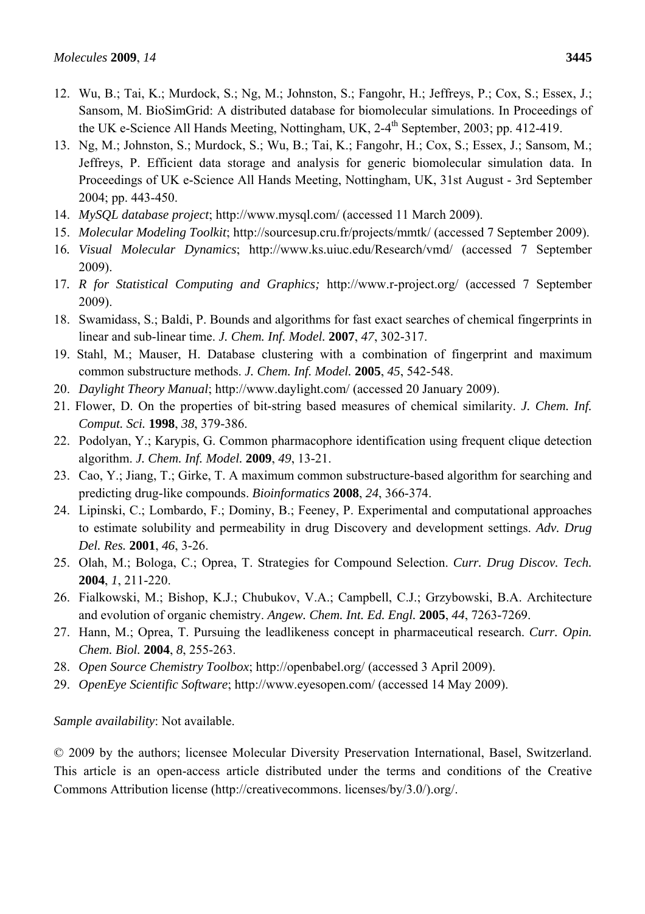12. Wu, B.; Tai, K.; Murdock, S.; Ng, M.; Johnston, S.; Fangohr, H.; Jeffreys, P.; Cox, S.; Essex, J.; Sansom, M. BioSimGrid: A distributed database for biomolecular simulations. In Proceedings of the UK e-Science All Hands Meeting, Nottingham, UK, 2-4th September, 2003; pp. 412-419.
13. Ng, M.; Johnston, S.; Murdock, S.; Wu, B.; Tai, K.; Fangohr, H.; Cox, S.; Essex, J.; Sansom, M.; Jeffreys, P. Efficient data storage and analysis for generic biomolecular simulation data. In Proceedings of UK e-Science All Hands Meeting, Nottingham, UK, 31st August - 3rd September 2004; pp. 443-450.
14. *MySQL database project*; http://www.mysql.com/ (accessed 11 March 2009).
15. *Molecular Modeling Toolkit*; http://sourcesup.cru.fr/projects/mmtk/ (accessed 7 September 2009).
16. *Visual Molecular Dynamics*; http://www.ks.uiuc.edu/Research/vmd/ (accessed 7 September 2009).
17. *R for Statistical Computing and Graphics;* http://www.r-project.org/ (accessed 7 September 2009).
18. Swamidass, S.; Baldi, P. Bounds and algorithms for fast exact searches of chemical fingerprints in linear and sub-linear time. *J. Chem. Inf. Model.* **2007**, *47*, 302-317.
19. Stahl, M.; Mauser, H. Database clustering with a combination of fingerprint and maximum common substructure methods. *J. Chem. Inf. Model.* **2005**, *45*, 542-548.
20. *Daylight Theory Manual*; http://www.daylight.com/ (accessed 20 January 2009).
21. Flower, D. On the properties of bit-string based measures of chemical similarity. *J. Chem. Inf. Comput. Sci.* **1998**, *38*, 379-386.
22. Podolyan, Y.; Karypis, G. Common pharmacophore identification using frequent clique detection algorithm. *J. Chem. Inf. Model.* **2009**, *49*, 13-21.
23. Cao, Y.; Jiang, T.; Girke, T. A maximum common substructure-based algorithm for searching and predicting drug-like compounds. *Bioinformatics* **2008**, *24*, 366-374.
24. Lipinski, C.; Lombardo, F.; Dominy, B.; Feeney, P. Experimental and computational approaches to estimate solubility and permeability in drug Discovery and development settings. *Adv. Drug Del. Res.* **2001**, *46*, 3-26.
25. Olah, M.; Bologa, C.; Oprea, T. Strategies for Compound Selection. *Curr. Drug Discov. Tech.* **2004**, *1*, 211-220.
26. Fialkowski, M.; Bishop, K.J.; Chubukov, V.A.; Campbell, C.J.; Grzybowski, B.A. Architecture and evolution of organic chemistry. *Angew. Chem. Int. Ed. Engl.* **2005**, *44*, 7263-7269.
27. Hann, M.; Oprea, T. Pursuing the leadlikeness concept in pharmaceutical research. *Curr. Opin. Chem. Biol.* **2004**, *8*, 255-263.
28. *Open Source Chemistry Toolbox*; http://openbabel.org/ (accessed 3 April 2009).
29. *OpenEye Scientific Software*; http://www.eyesopen.com/ (accessed 14 May 2009).

*Sample availability*: Not available.

© 2009 by the authors; licensee Molecular Diversity Preservation International, Basel, Switzerland. This article is an open-access article distributed under the terms and conditions of the Creative Commons Attribution license (http://creativecommons. licenses/by/3.0/).org/.